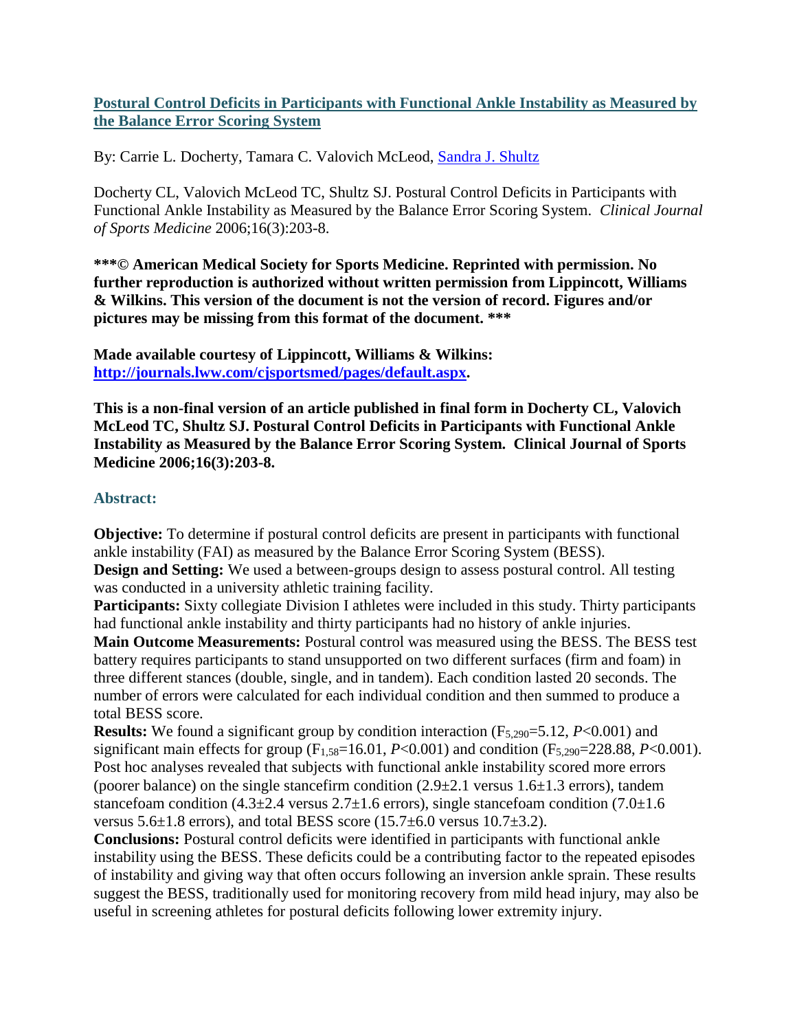# [Postural Control Deficits in Participants with Functional Ankle Instability as Measured by the Balance Error Scoring System](http://journals.lww.com/cjsportsmed/pages/default.aspx)

By: Carrie L. Docherty, Tamara C. Valovich McLeod, Sandra J. Shultz

Docherty CL, Valovich McLeod TC, Shultz SJ. Postural Control Deficits in Participants with Functional Ankle Instability as Measured by the Balance Error Scoring System. *Clinical Journal of Sports Medicine* 2006;16(3):203-8.

**\*\*\*© American Medical Society for Sports Medicine. Reprinted with permission. No further reproduction is authorized without written permission from Lippincott, Williams & Wilkins. This version of the document is not the version of record. Figures and/or pictures may be missing from this format of the document. \*\*\***

**Made available courtesy of Lippincott, Williams & Wilkins: [http://journals.lww.com/cjsportsmed/pages/default.aspx](http://journals.lww.com/cjsportsmed/pages/default.aspx).**

**This is a non-final version of an article published in final form in Docherty CL, Valovich McLeod TC, Shultz SJ. Postural Control Deficits in Participants with Functional Ankle Instability as Measured by the Balance Error Scoring System. Clinical Journal of Sports Medicine 2006;16(3):203-8.**

## Abstract:

**Objective:** To determine if postural control deficits are present in participants with functional ankle instability (FAI) as measured by the Balance Error Scoring System (BESS).
**Design and Setting:** We used a between-groups design to assess postural control. All testing was conducted in a university athletic training facility.
**Participants:** Sixty collegiate Division I athletes were included in this study. Thirty participants had functional ankle instability and thirty participants had no history of ankle injuries.
**Main Outcome Measurements:** Postural control was measured using the BESS. The BESS test battery requires participants to stand unsupported on two different surfaces (firm and foam) in three different stances (double, single, and in tandem). Each condition lasted 20 seconds. The number of errors were calculated for each individual condition and then summed to produce a total BESS score.
**Results:** We found a significant group by condition interaction ($F_{5,290}=5.12$, $P<0.001$) and significant main effects for group ($F_{1,58}=16.01$, $P<0.001$) and condition ($F_{5,290}=228.88$, $P<0.001$). Post hoc analyses revealed that subjects with functional ankle instability scored more errors (poorer balance) on the single stancefirm condition (2.9±2.1 versus 1.6±1.3 errors), tandem stancefoam condition (4.3±2.4 versus 2.7±1.6 errors), single stancefoam condition (7.0±1.6 versus 5.6±1.8 errors), and total BESS score (15.7±6.0 versus 10.7±3.2).
**Conclusions:** Postural control deficits were identified in participants with functional ankle instability using the BESS. These deficits could be a contributing factor to the repeated episodes of instability and giving way that often occurs following an inversion ankle sprain. These results suggest the BESS, traditionally used for monitoring recovery from mild head injury, may also be useful in screening athletes for postural deficits following lower extremity injury.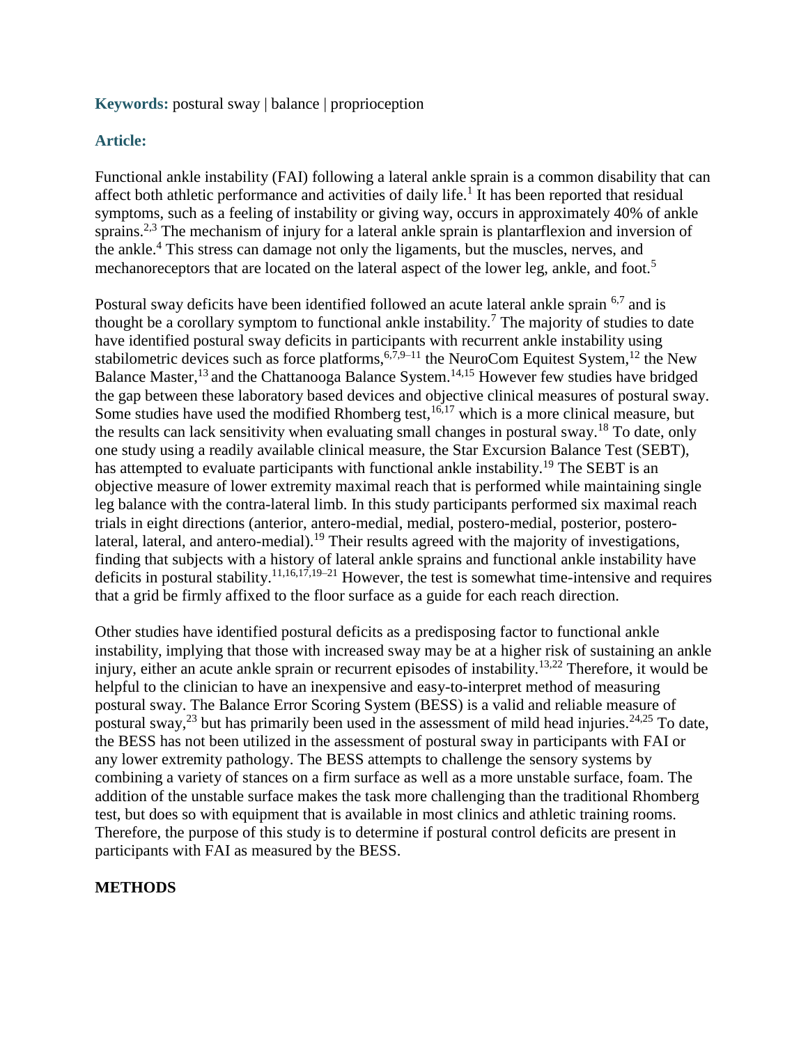**Keywords:** postural sway | balance | proprioception

**Article:**

Functional ankle instability (FAI) following a lateral ankle sprain is a common disability that can affect both athletic performance and activities of daily life.[1] It has been reported that residual symptoms, such as a feeling of instability or giving way, occurs in approximately 40% of ankle sprains.[2,3] The mechanism of injury for a lateral ankle sprain is plantarflexion and inversion of the ankle.[4] This stress can damage not only the ligaments, but the muscles, nerves, and mechanoreceptors that are located on the lateral aspect of the lower leg, ankle, and foot.[5]

Postural sway deficits have been identified followed an acute lateral ankle sprain [6,7] and is thought be a corollary symptom to functional ankle instability.[7] The majority of studies to date have identified postural sway deficits in participants with recurrent ankle instability using stabilometric devices such as force platforms,[6,7,9–11] the NeuroCom Equitest System,[12] the New Balance Master,[13] and the Chattanooga Balance System.[14,15] However few studies have bridged the gap between these laboratory based devices and objective clinical measures of postural sway. Some studies have used the modified Rhomberg test,[16,17] which is a more clinical measure, but the results can lack sensitivity when evaluating small changes in postural sway.[18] To date, only one study using a readily available clinical measure, the Star Excursion Balance Test (SEBT), has attempted to evaluate participants with functional ankle instability.[19] The SEBT is an objective measure of lower extremity maximal reach that is performed while maintaining single leg balance with the contra-lateral limb. In this study participants performed six maximal reach trials in eight directions (anterior, antero-medial, medial, postero-medial, posterior, postero-lateral, lateral, and antero-medial).[19] Their results agreed with the majority of investigations, finding that subjects with a history of lateral ankle sprains and functional ankle instability have deficits in postural stability.[11,16,17,19–21] However, the test is somewhat time-intensive and requires that a grid be firmly affixed to the floor surface as a guide for each reach direction.

Other studies have identified postural deficits as a predisposing factor to functional ankle instability, implying that those with increased sway may be at a higher risk of sustaining an ankle injury, either an acute ankle sprain or recurrent episodes of instability.[13,22] Therefore, it would be helpful to the clinician to have an inexpensive and easy-to-interpret method of measuring postural sway. The Balance Error Scoring System (BESS) is a valid and reliable measure of postural sway,[23] but has primarily been used in the assessment of mild head injuries.[24,25] To date, the BESS has not been utilized in the assessment of postural sway in participants with FAI or any lower extremity pathology. The BESS attempts to challenge the sensory systems by combining a variety of stances on a firm surface as well as a more unstable surface, foam. The addition of the unstable surface makes the task more challenging than the traditional Rhomberg test, but does so with equipment that is available in most clinics and athletic training rooms. Therefore, the purpose of this study is to determine if postural control deficits are present in participants with FAI as measured by the BESS.

## METHODS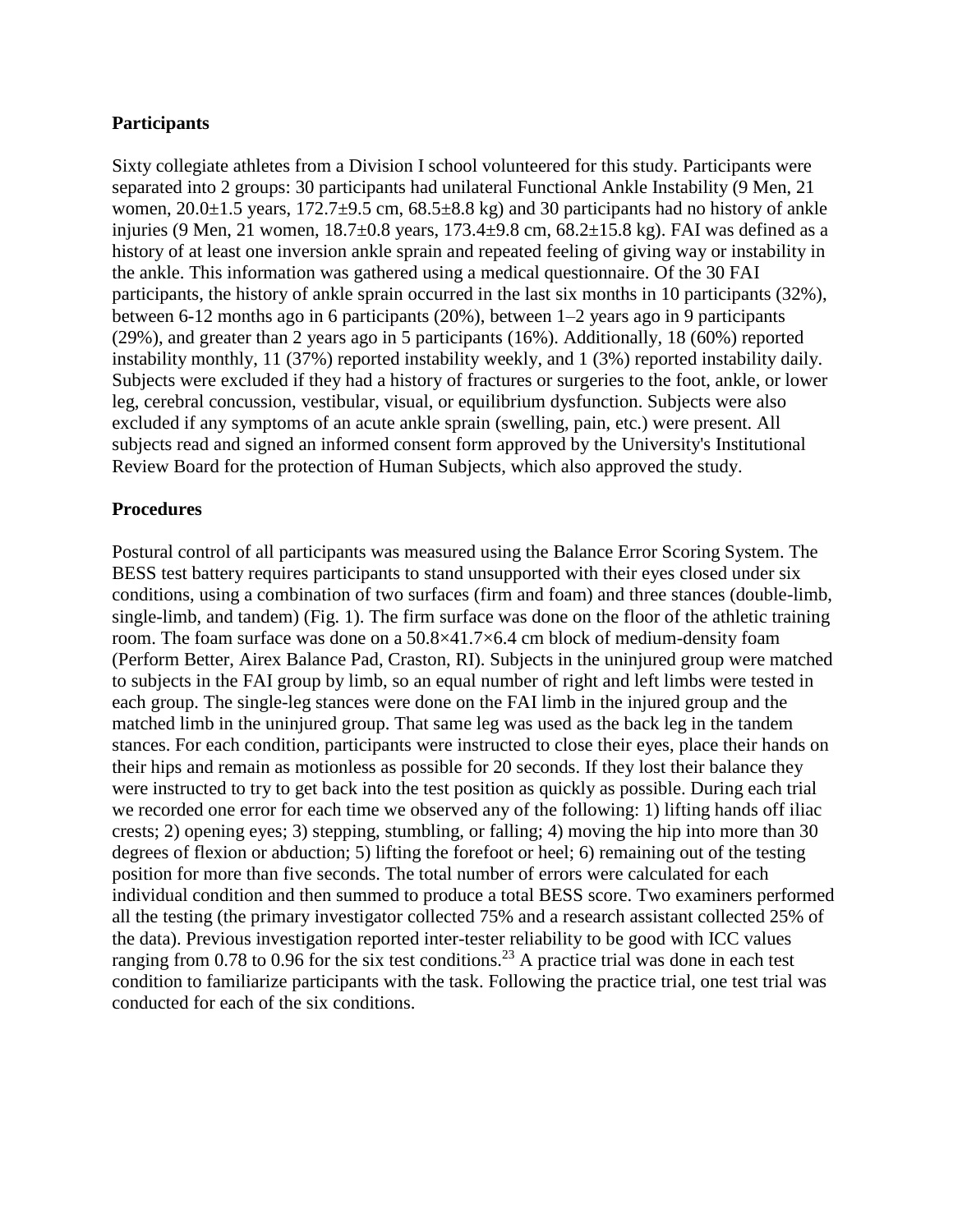### Participants

Sixty collegiate athletes from a Division I school volunteered for this study. Participants were separated into 2 groups: 30 participants had unilateral Functional Ankle Instability (9 Men, 21 women, 20.0±1.5 years, 172.7±9.5 cm, 68.5±8.8 kg) and 30 participants had no history of ankle injuries (9 Men, 21 women, 18.7±0.8 years, 173.4±9.8 cm, 68.2±15.8 kg). FAI was defined as a history of at least one inversion ankle sprain and repeated feeling of giving way or instability in the ankle. This information was gathered using a medical questionnaire. Of the 30 FAI participants, the history of ankle sprain occurred in the last six months in 10 participants (32%), between 6-12 months ago in 6 participants (20%), between 1–2 years ago in 9 participants (29%), and greater than 2 years ago in 5 participants (16%). Additionally, 18 (60%) reported instability monthly, 11 (37%) reported instability weekly, and 1 (3%) reported instability daily. Subjects were excluded if they had a history of fractures or surgeries to the foot, ankle, or lower leg, cerebral concussion, vestibular, visual, or equilibrium dysfunction. Subjects were also excluded if any symptoms of an acute ankle sprain (swelling, pain, etc.) were present. All subjects read and signed an informed consent form approved by the University's Institutional Review Board for the protection of Human Subjects, which also approved the study.

### Procedures

Postural control of all participants was measured using the Balance Error Scoring System. The BESS test battery requires participants to stand unsupported with their eyes closed under six conditions, using a combination of two surfaces (firm and foam) and three stances (double-limb, single-limb, and tandem) (Fig. 1). The firm surface was done on the floor of the athletic training room. The foam surface was done on a 50.8×41.7×6.4 cm block of medium-density foam (Perform Better, Airex Balance Pad, Craston, RI). Subjects in the uninjured group were matched to subjects in the FAI group by limb, so an equal number of right and left limbs were tested in each group. The single-leg stances were done on the FAI limb in the injured group and the matched limb in the uninjured group. That same leg was used as the back leg in the tandem stances. For each condition, participants were instructed to close their eyes, place their hands on their hips and remain as motionless as possible for 20 seconds. If they lost their balance they were instructed to try to get back into the test position as quickly as possible. During each trial we recorded one error for each time we observed any of the following: 1) lifting hands off iliac crests; 2) opening eyes; 3) stepping, stumbling, or falling; 4) moving the hip into more than 30 degrees of flexion or abduction; 5) lifting the forefoot or heel; 6) remaining out of the testing position for more than five seconds. The total number of errors were calculated for each individual condition and then summed to produce a total BESS score. Two examiners performed all the testing (the primary investigator collected 75% and a research assistant collected 25% of the data). Previous investigation reported inter-tester reliability to be good with ICC values ranging from 0.78 to 0.96 for the six test conditions.[23] A practice trial was done in each test condition to familiarize participants with the task. Following the practice trial, one test trial was conducted for each of the six conditions.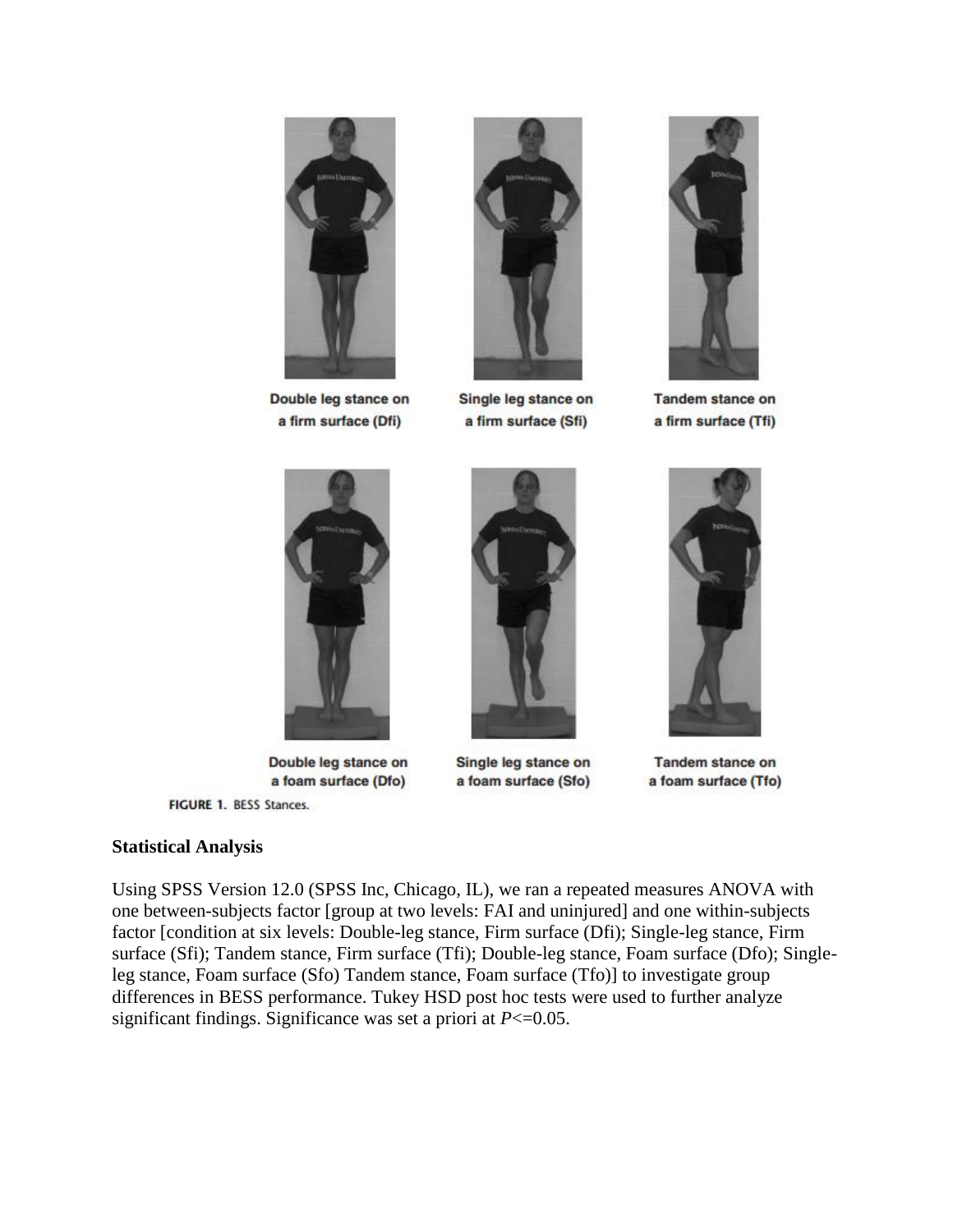Double leg stance on a firm surface (Dfi)

Single leg stance on a firm surface (Sfi)

Tandem stance on a firm surface (Tfi)

Double leg stance on a foam surface (Dfo)

Single leg stance on a foam surface (Sfo)

Tandem stance on a foam surface (Tfo)

**FIGURE 1.** BESS Stances.

### Statistical Analysis

Using SPSS Version 12.0 (SPSS Inc, Chicago, IL), we ran a repeated measures ANOVA with one between-subjects factor [group at two levels: FAI and uninjured] and one within-subjects factor [condition at six levels: Double-leg stance, Firm surface (Dfi); Single-leg stance, Firm surface (Sfi); Tandem stance, Firm surface (Tfi); Double-leg stance, Foam surface (Dfo); Single-leg stance, Foam surface (Sfo) Tandem stance, Foam surface (Tfo)] to investigate group differences in BESS performance. Tukey HSD post hoc tests were used to further analyze significant findings. Significance was set a priori at $P<=0.05$.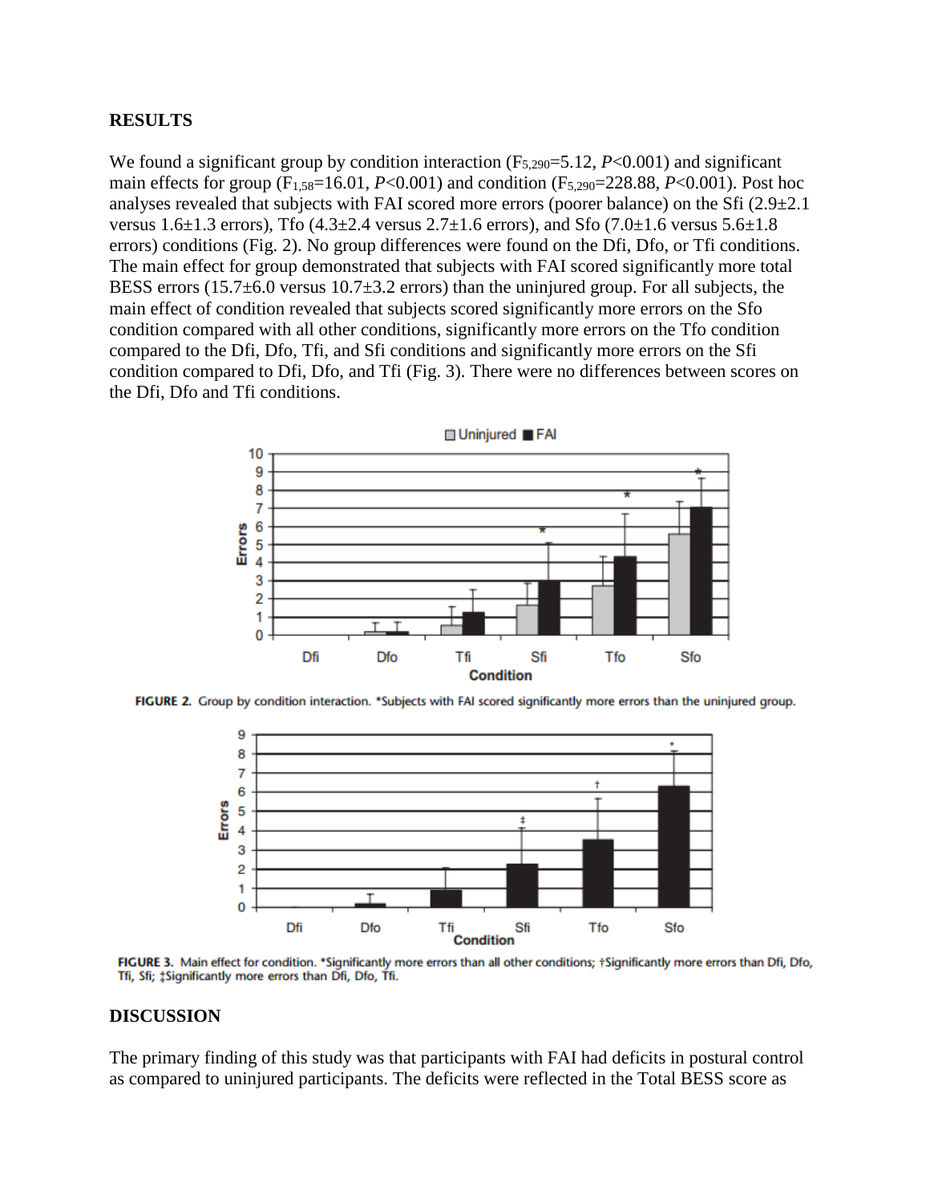## RESULTS

We found a significant group by condition interaction ($F_{5,290}$=5.12, *P*<0.001) and significant main effects for group ($F_{1,58}$=16.01, *P*<0.001) and condition ($F_{5,290}$=228.88, *P*<0.001). Post hoc analyses revealed that subjects with FAI scored more errors (poorer balance) on the Sfi (2.9±2.1 versus 1.6±1.3 errors), Tfo (4.3±2.4 versus 2.7±1.6 errors), and Sfo (7.0±1.6 versus 5.6±1.8 errors) conditions (Fig. 2). No group differences were found on the Dfi, Dfo, or Tfi conditions. The main effect for group demonstrated that subjects with FAI scored significantly more total BESS errors (15.7±6.0 versus 10.7±3.2 errors) than the uninjured group. For all subjects, the main effect of condition revealed that subjects scored significantly more errors on the Sfo condition compared with all other conditions, significantly more errors on the Tfo condition compared to the Dfi, Dfo, Tfi, and Sfi conditions and significantly more errors on the Sfi condition compared to Dfi, Dfo, and Tfi (Fig. 3). There were no differences between scores on the Dfi, Dfo and Tfi conditions.

**FIGURE 2.** Group by condition interaction. *Subjects with FAI scored significantly more errors than the uninjured group.

**FIGURE 3.** Main effect for condition. *Significantly more errors than all other conditions; †Significantly more errors than Dfi, Dfo, Tfi, Sfi; ‡Significantly more errors than Dfi, Dfo, Tfi.

## DISCUSSION

The primary finding of this study was that participants with FAI had deficits in postural control as compared to uninjured participants. The deficits were reflected in the Total BESS score as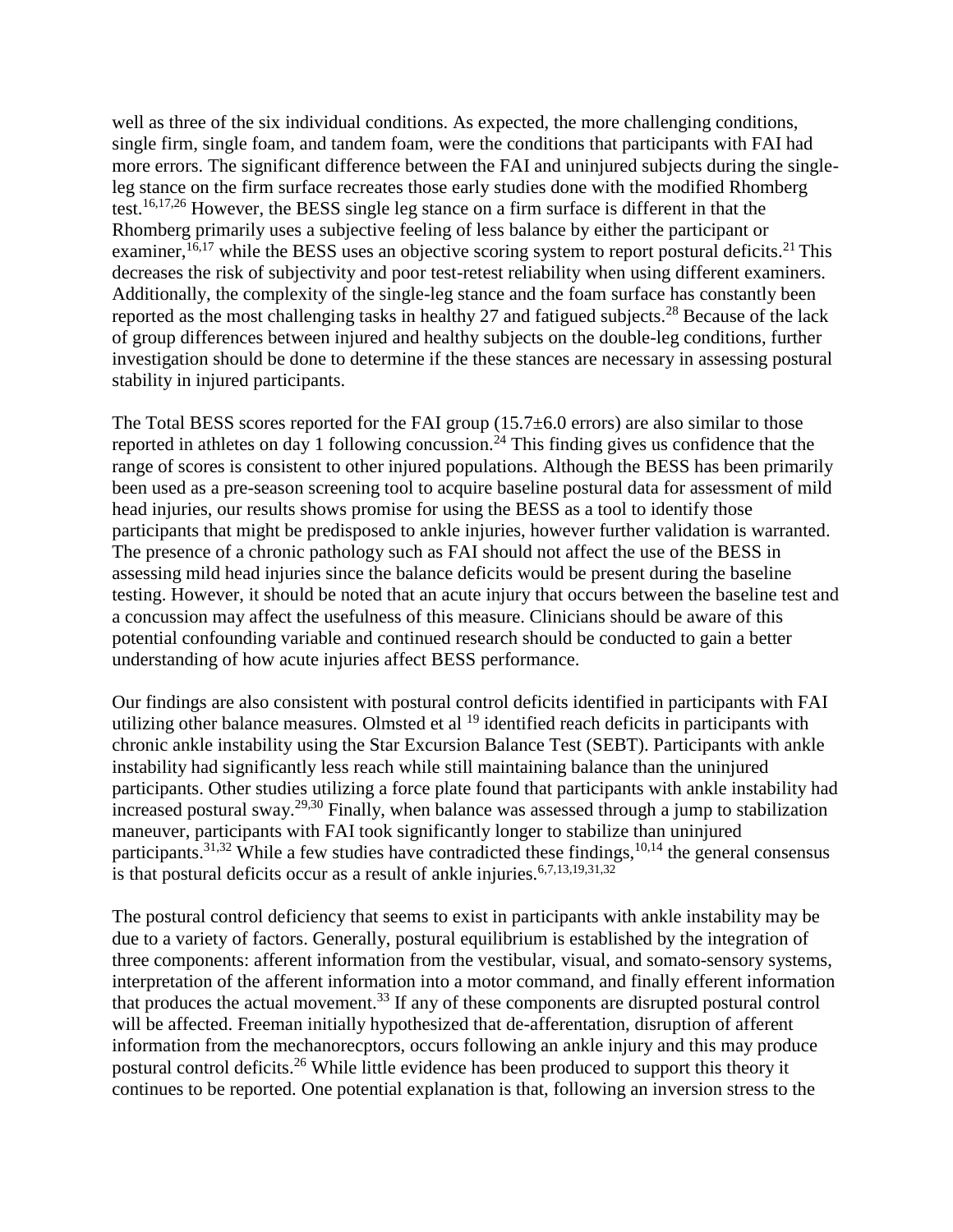well as three of the six individual conditions. As expected, the more challenging conditions, single firm, single foam, and tandem foam, were the conditions that participants with FAI had more errors. The significant difference between the FAI and uninjured subjects during the single-leg stance on the firm surface recreates those early studies done with the modified Rhomberg test.[16,17,26] However, the BESS single leg stance on a firm surface is different in that the Rhomberg primarily uses a subjective feeling of less balance by either the participant or examiner,[16,17] while the BESS uses an objective scoring system to report postural deficits.[21] This decreases the risk of subjectivity and poor test-retest reliability when using different examiners. Additionally, the complexity of the single-leg stance and the foam surface has constantly been reported as the most challenging tasks in healthy 27 and fatigued subjects.[28] Because of the lack of group differences between injured and healthy subjects on the double-leg conditions, further investigation should be done to determine if the these stances are necessary in assessing postural stability in injured participants.

The Total BESS scores reported for the FAI group (15.7±6.0 errors) are also similar to those reported in athletes on day 1 following concussion.[24] This finding gives us confidence that the range of scores is consistent to other injured populations. Although the BESS has been primarily been used as a pre-season screening tool to acquire baseline postural data for assessment of mild head injuries, our results shows promise for using the BESS as a tool to identify those participants that might be predisposed to ankle injuries, however further validation is warranted. The presence of a chronic pathology such as FAI should not affect the use of the BESS in assessing mild head injuries since the balance deficits would be present during the baseline testing. However, it should be noted that an acute injury that occurs between the baseline test and a concussion may affect the usefulness of this measure. Clinicians should be aware of this potential confounding variable and continued research should be conducted to gain a better understanding of how acute injuries affect BESS performance.

Our findings are also consistent with postural control deficits identified in participants with FAI utilizing other balance measures. Olmsted et al [19] identified reach deficits in participants with chronic ankle instability using the Star Excursion Balance Test (SEBT). Participants with ankle instability had significantly less reach while still maintaining balance than the uninjured participants. Other studies utilizing a force plate found that participants with ankle instability had increased postural sway.[29,30] Finally, when balance was assessed through a jump to stabilization maneuver, participants with FAI took significantly longer to stabilize than uninjured participants.[31,32] While a few studies have contradicted these findings,[10,14] the general consensus is that postural deficits occur as a result of ankle injuries.[6,7,13,19,31,32]

The postural control deficiency that seems to exist in participants with ankle instability may be due to a variety of factors. Generally, postural equilibrium is established by the integration of three components: afferent information from the vestibular, visual, and somato-sensory systems, interpretation of the afferent information into a motor command, and finally efferent information that produces the actual movement.[33] If any of these components are disrupted postural control will be affected. Freeman initially hypothesized that de-afferentation, disruption of afferent information from the mechanorecptors, occurs following an ankle injury and this may produce postural control deficits.[26] While little evidence has been produced to support this theory it continues to be reported. One potential explanation is that, following an inversion stress to the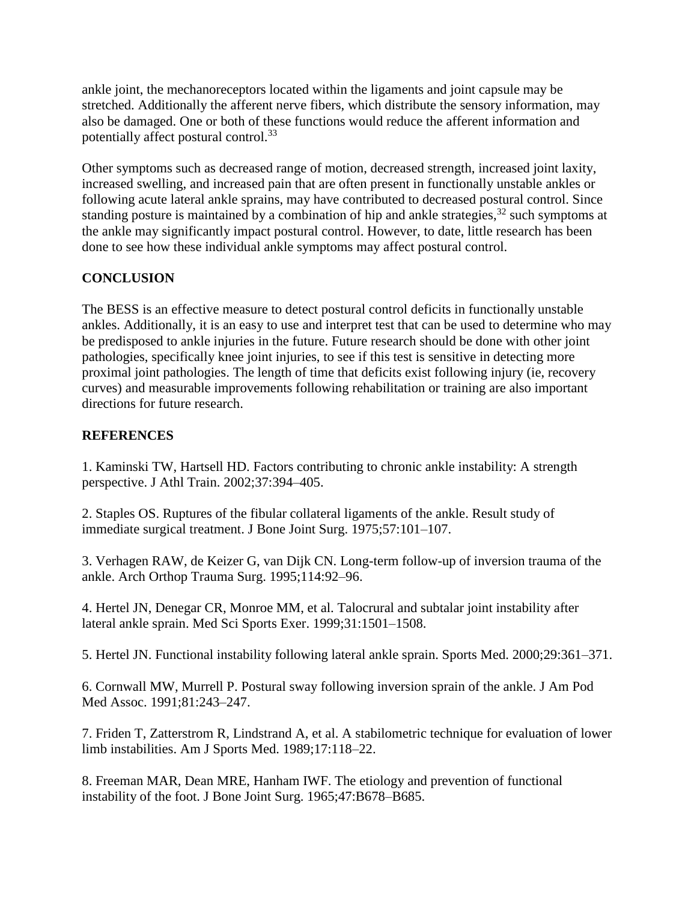ankle joint, the mechanoreceptors located within the ligaments and joint capsule may be stretched. Additionally the afferent nerve fibers, which distribute the sensory information, may also be damaged. One or both of these functions would reduce the afferent information and potentially affect postural control.[33]

Other symptoms such as decreased range of motion, decreased strength, increased joint laxity, increased swelling, and increased pain that are often present in functionally unstable ankles or following acute lateral ankle sprains, may have contributed to decreased postural control. Since standing posture is maintained by a combination of hip and ankle strategies,[32] such symptoms at the ankle may significantly impact postural control. However, to date, little research has been done to see how these individual ankle symptoms may affect postural control.

## CONCLUSION

The BESS is an effective measure to detect postural control deficits in functionally unstable ankles. Additionally, it is an easy to use and interpret test that can be used to determine who may be predisposed to ankle injuries in the future. Future research should be done with other joint pathologies, specifically knee joint injuries, to see if this test is sensitive in detecting more proximal joint pathologies. The length of time that deficits exist following injury (ie, recovery curves) and measurable improvements following rehabilitation or training are also important directions for future research.

## REFERENCES

1. Kaminski TW, Hartsell HD. Factors contributing to chronic ankle instability: A strength perspective. J Athl Train. 2002;37:394–405.

2. Staples OS. Ruptures of the fibular collateral ligaments of the ankle. Result study of immediate surgical treatment. J Bone Joint Surg. 1975;57:101–107.

3. Verhagen RAW, de Keizer G, van Dijk CN. Long-term follow-up of inversion trauma of the ankle. Arch Orthop Trauma Surg. 1995;114:92–96.

4. Hertel JN, Denegar CR, Monroe MM, et al. Talocrural and subtalar joint instability after lateral ankle sprain. Med Sci Sports Exer. 1999;31:1501–1508.

5. Hertel JN. Functional instability following lateral ankle sprain. Sports Med. 2000;29:361–371.

6. Cornwall MW, Murrell P. Postural sway following inversion sprain of the ankle. J Am Pod Med Assoc. 1991;81:243–247.

7. Friden T, Zatterstrom R, Lindstrand A, et al. A stabilometric technique for evaluation of lower limb instabilities. Am J Sports Med. 1989;17:118–22.

8. Freeman MAR, Dean MRE, Hanham IWF. The etiology and prevention of functional instability of the foot. J Bone Joint Surg. 1965;47:B678–B685.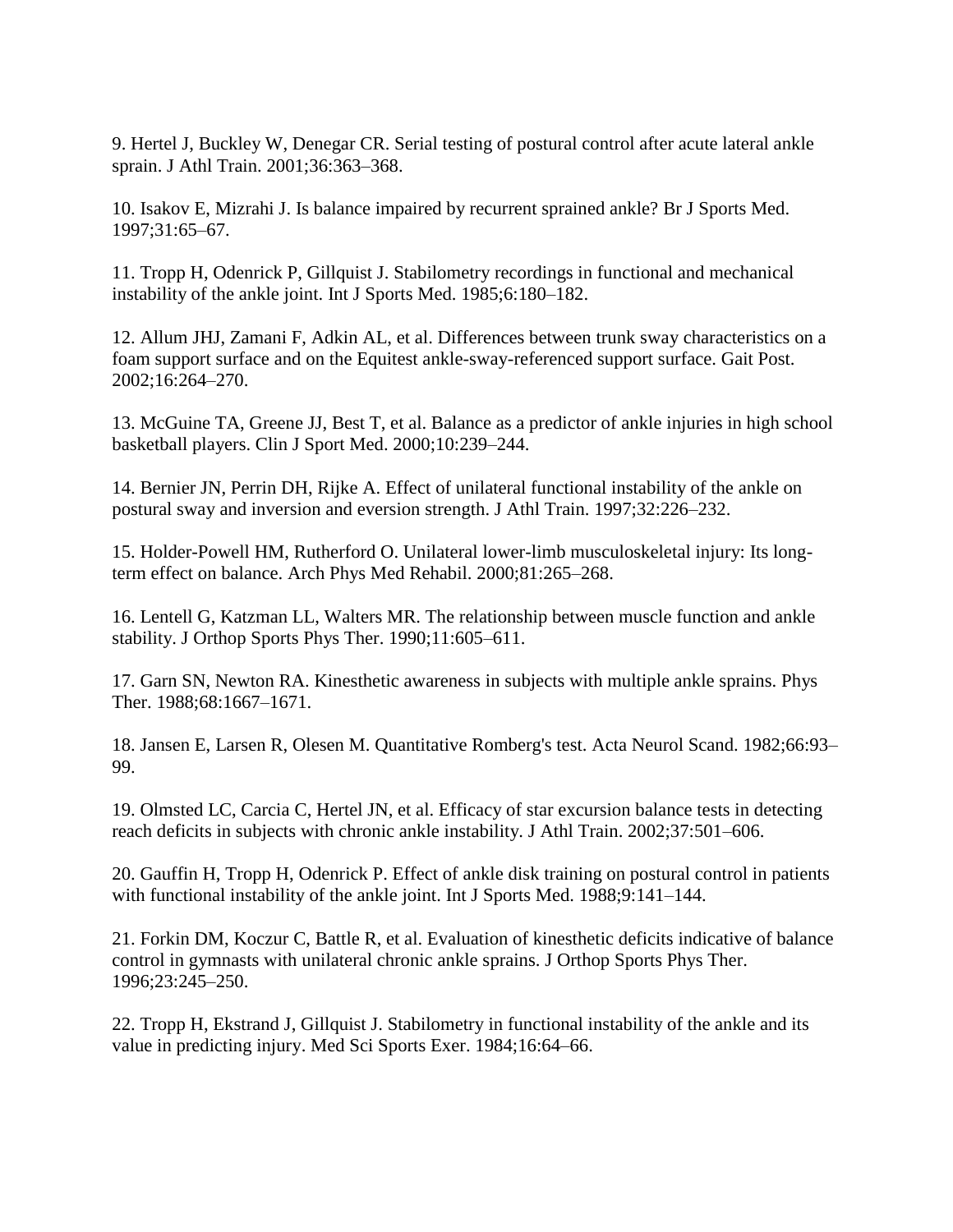9. Hertel J, Buckley W, Denegar CR. Serial testing of postural control after acute lateral ankle sprain. J Athl Train. 2001;36:363–368.

10. Isakov E, Mizrahi J. Is balance impaired by recurrent sprained ankle? Br J Sports Med. 1997;31:65–67.

11. Tropp H, Odenrick P, Gillquist J. Stabilometry recordings in functional and mechanical instability of the ankle joint. Int J Sports Med. 1985;6:180–182.

12. Allum JHJ, Zamani F, Adkin AL, et al. Differences between trunk sway characteristics on a foam support surface and on the Equitest ankle-sway-referenced support surface. Gait Post. 2002;16:264–270.

13. McGuine TA, Greene JJ, Best T, et al. Balance as a predictor of ankle injuries in high school basketball players. Clin J Sport Med. 2000;10:239–244.

14. Bernier JN, Perrin DH, Rijke A. Effect of unilateral functional instability of the ankle on postural sway and inversion and eversion strength. J Athl Train. 1997;32:226–232.

15. Holder-Powell HM, Rutherford O. Unilateral lower-limb musculoskeletal injury: Its long-term effect on balance. Arch Phys Med Rehabil. 2000;81:265–268.

16. Lentell G, Katzman LL, Walters MR. The relationship between muscle function and ankle stability. J Orthop Sports Phys Ther. 1990;11:605–611.

17. Garn SN, Newton RA. Kinesthetic awareness in subjects with multiple ankle sprains. Phys Ther. 1988;68:1667–1671.

18. Jansen E, Larsen R, Olesen M. Quantitative Romberg's test. Acta Neurol Scand. 1982;66:93–99.

19. Olmsted LC, Carcia C, Hertel JN, et al. Efficacy of star excursion balance tests in detecting reach deficits in subjects with chronic ankle instability. J Athl Train. 2002;37:501–606.

20. Gauffin H, Tropp H, Odenrick P. Effect of ankle disk training on postural control in patients with functional instability of the ankle joint. Int J Sports Med. 1988;9:141–144.

21. Forkin DM, Koczur C, Battle R, et al. Evaluation of kinesthetic deficits indicative of balance control in gymnasts with unilateral chronic ankle sprains. J Orthop Sports Phys Ther. 1996;23:245–250.

22. Tropp H, Ekstrand J, Gillquist J. Stabilometry in functional instability of the ankle and its value in predicting injury. Med Sci Sports Exer. 1984;16:64–66.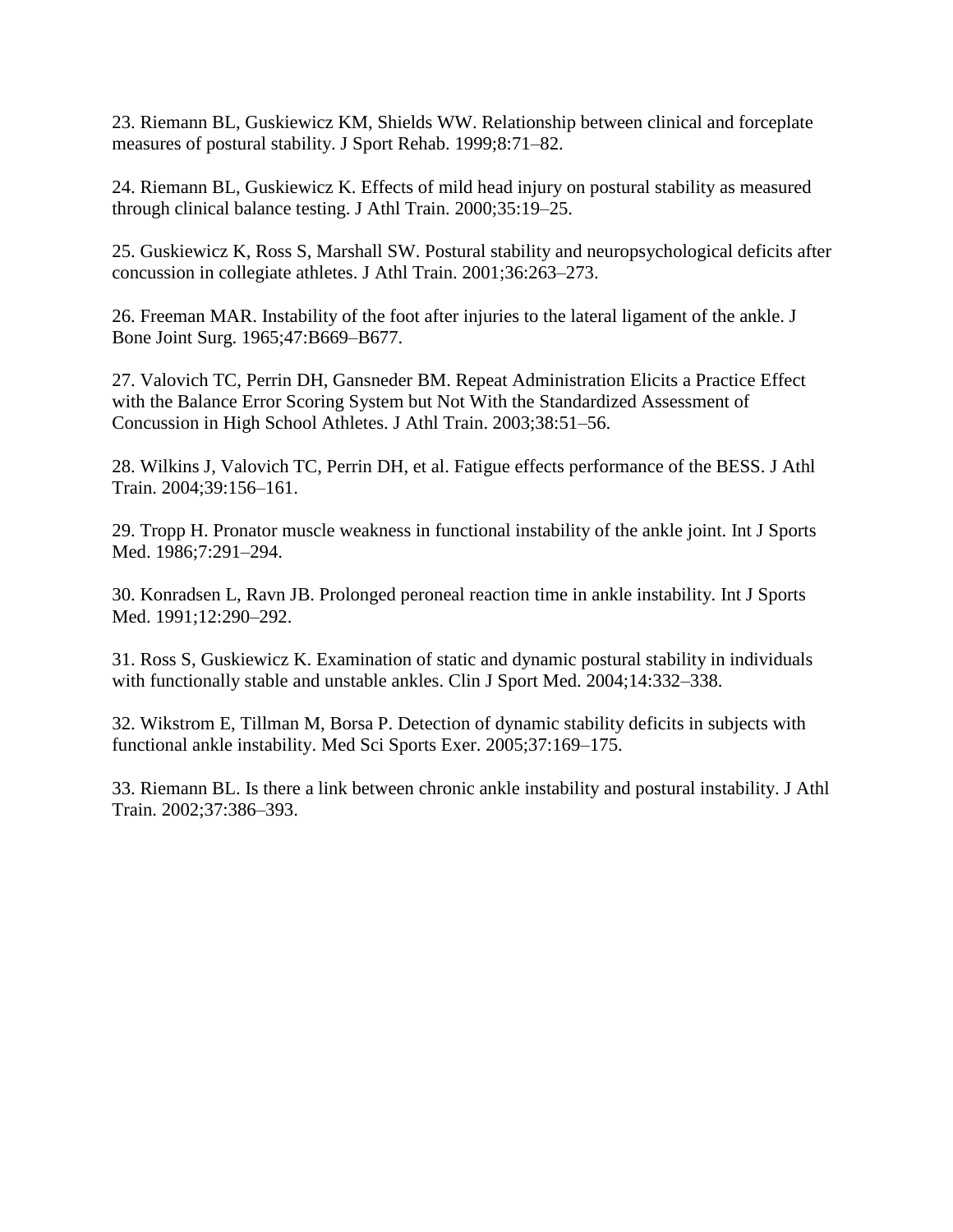23. Riemann BL, Guskiewicz KM, Shields WW. Relationship between clinical and forceplate measures of postural stability. J Sport Rehab. 1999;8:71–82.

24. Riemann BL, Guskiewicz K. Effects of mild head injury on postural stability as measured through clinical balance testing. J Athl Train. 2000;35:19–25.

25. Guskiewicz K, Ross S, Marshall SW. Postural stability and neuropsychological deficits after concussion in collegiate athletes. J Athl Train. 2001;36:263–273.

26. Freeman MAR. Instability of the foot after injuries to the lateral ligament of the ankle. J Bone Joint Surg. 1965;47:B669–B677.

27. Valovich TC, Perrin DH, Gansneder BM. Repeat Administration Elicits a Practice Effect with the Balance Error Scoring System but Not With the Standardized Assessment of Concussion in High School Athletes. J Athl Train. 2003;38:51–56.

28. Wilkins J, Valovich TC, Perrin DH, et al. Fatigue effects performance of the BESS. J Athl Train. 2004;39:156–161.

29. Tropp H. Pronator muscle weakness in functional instability of the ankle joint. Int J Sports Med. 1986;7:291–294.

30. Konradsen L, Ravn JB. Prolonged peroneal reaction time in ankle instability. Int J Sports Med. 1991;12:290–292.

31. Ross S, Guskiewicz K. Examination of static and dynamic postural stability in individuals with functionally stable and unstable ankles. Clin J Sport Med. 2004;14:332–338.

32. Wikstrom E, Tillman M, Borsa P. Detection of dynamic stability deficits in subjects with functional ankle instability. Med Sci Sports Exer. 2005;37:169–175.

33. Riemann BL. Is there a link between chronic ankle instability and postural instability. J Athl Train. 2002;37:386–393.